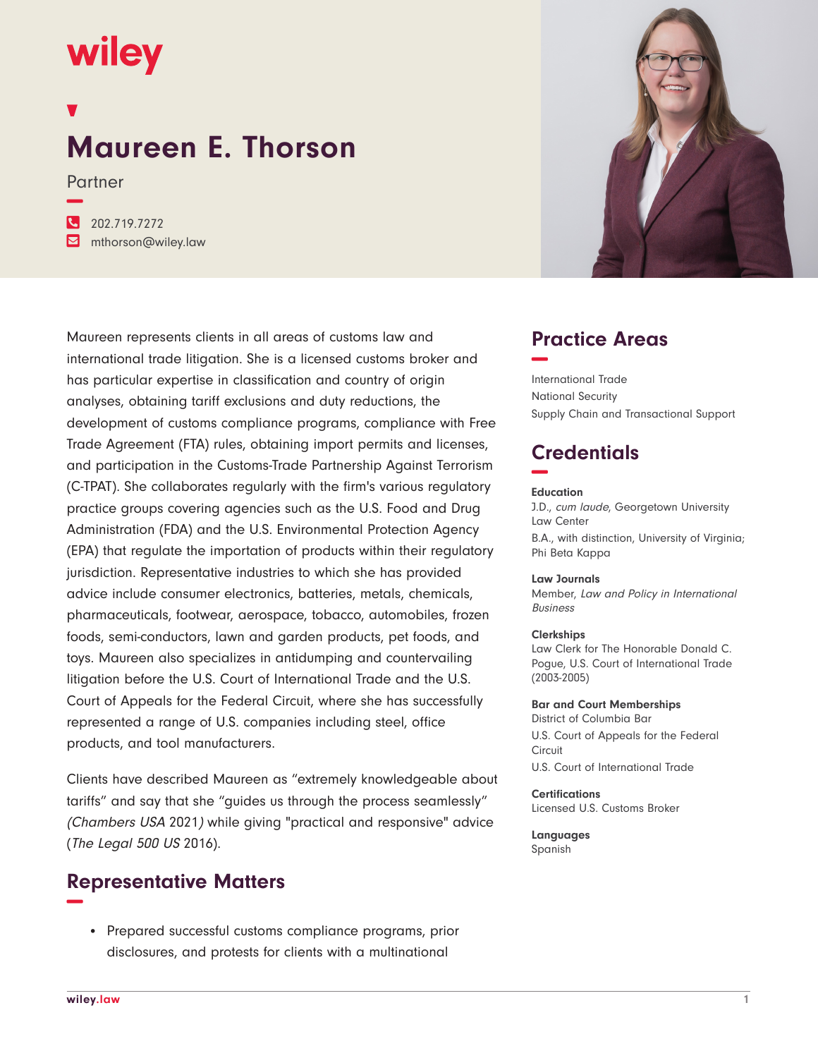wiley

# Maureen E. Thorson

Partner

202.719.7272
mthorson@wiley.law

Maureen represents clients in all areas of customs law and international trade litigation. She is a licensed customs broker and has particular expertise in classification and country of origin analyses, obtaining tariff exclusions and duty reductions, the development of customs compliance programs, compliance with Free Trade Agreement (FTA) rules, obtaining import permits and licenses, and participation in the Customs-Trade Partnership Against Terrorism (C-TPAT). She collaborates regularly with the firm's various regulatory practice groups covering agencies such as the U.S. Food and Drug Administration (FDA) and the U.S. Environmental Protection Agency (EPA) that regulate the importation of products within their regulatory jurisdiction. Representative industries to which she has provided advice include consumer electronics, batteries, metals, chemicals, pharmaceuticals, footwear, aerospace, tobacco, automobiles, frozen foods, semi-conductors, lawn and garden products, pet foods, and toys. Maureen also specializes in antidumping and countervailing litigation before the U.S. Court of International Trade and the U.S. Court of Appeals for the Federal Circuit, where she has successfully represented a range of U.S. companies including steel, office products, and tool manufacturers.

Clients have described Maureen as "extremely knowledgeable about tariffs" and say that she "guides us through the process seamlessly" *(Chambers USA* 2021*)* while giving "practical and responsive" advice (*The Legal 500 US* 2016).

## Representative Matters

- Prepared successful customs compliance programs, prior disclosures, and protests for clients with a multinational

## Practice Areas

International Trade
National Security
Supply Chain and Transactional Support

## Credentials

**Education**
J.D., *cum laude*, Georgetown University Law Center
B.A., with distinction, University of Virginia; Phi Beta Kappa

**Law Journals**
Member, *Law and Policy in International Business*

**Clerkships**
Law Clerk for The Honorable Donald C. Pogue, U.S. Court of International Trade (2003-2005)

**Bar and Court Memberships**
District of Columbia Bar
U.S. Court of Appeals for the Federal Circuit
U.S. Court of International Trade

**Certifications**
Licensed U.S. Customs Broker

**Languages**
Spanish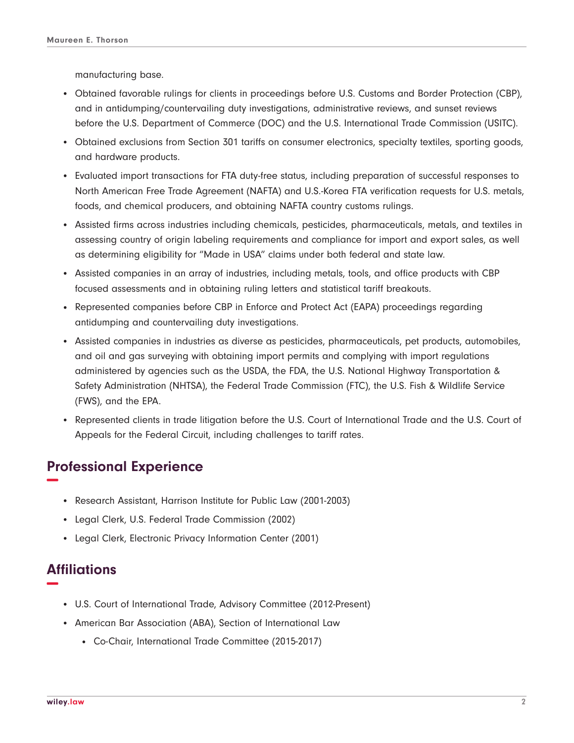manufacturing base.

- Obtained favorable rulings for clients in proceedings before U.S. Customs and Border Protection (CBP), and in antidumping/countervailing duty investigations, administrative reviews, and sunset reviews before the U.S. Department of Commerce (DOC) and the U.S. International Trade Commission (USITC).
- Obtained exclusions from Section 301 tariffs on consumer electronics, specialty textiles, sporting goods, and hardware products.
- Evaluated import transactions for FTA duty-free status, including preparation of successful responses to North American Free Trade Agreement (NAFTA) and U.S.-Korea FTA verification requests for U.S. metals, foods, and chemical producers, and obtaining NAFTA country customs rulings.
- Assisted firms across industries including chemicals, pesticides, pharmaceuticals, metals, and textiles in assessing country of origin labeling requirements and compliance for import and export sales, as well as determining eligibility for "Made in USA" claims under both federal and state law.
- Assisted companies in an array of industries, including metals, tools, and office products with CBP focused assessments and in obtaining ruling letters and statistical tariff breakouts.
- Represented companies before CBP in Enforce and Protect Act (EAPA) proceedings regarding antidumping and countervailing duty investigations.
- Assisted companies in industries as diverse as pesticides, pharmaceuticals, pet products, automobiles, and oil and gas surveying with obtaining import permits and complying with import regulations administered by agencies such as the USDA, the FDA, the U.S. National Highway Transportation & Safety Administration (NHTSA), the Federal Trade Commission (FTC), the U.S. Fish & Wildlife Service (FWS), and the EPA.
- Represented clients in trade litigation before the U.S. Court of International Trade and the U.S. Court of Appeals for the Federal Circuit, including challenges to tariff rates.

## Professional Experience

- Research Assistant, Harrison Institute for Public Law (2001-2003)
- Legal Clerk, U.S. Federal Trade Commission (2002)
- Legal Clerk, Electronic Privacy Information Center (2001)

## Affiliations

- U.S. Court of International Trade, Advisory Committee (2012-Present)
- American Bar Association (ABA), Section of International Law
  - Co-Chair, International Trade Committee (2015-2017)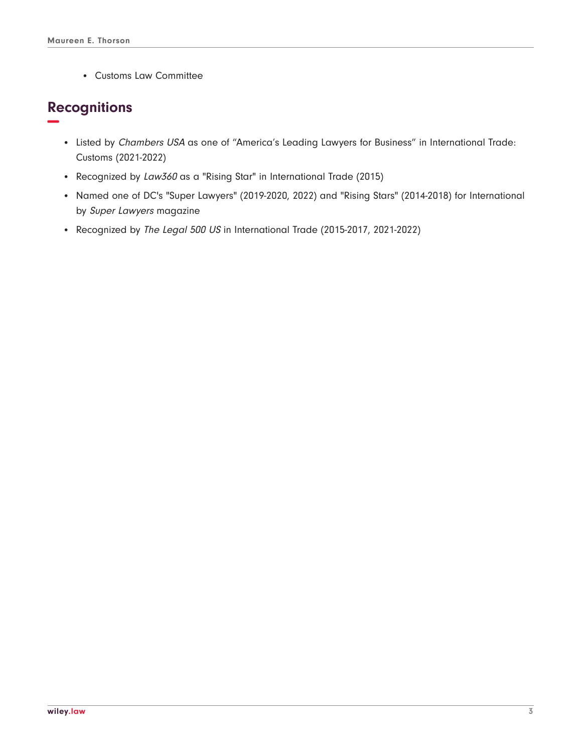- Customs Law Committee

## Recognitions

- Listed by *Chambers USA* as one of "America's Leading Lawyers for Business" in International Trade: Customs (2021-2022)
- Recognized by *Law360* as a "Rising Star" in International Trade (2015)
- Named one of DC's "Super Lawyers" (2019-2020, 2022) and "Rising Stars" (2014-2018) for International by *Super Lawyers* magazine
- Recognized by *The Legal 500 US* in International Trade (2015-2017, 2021-2022)